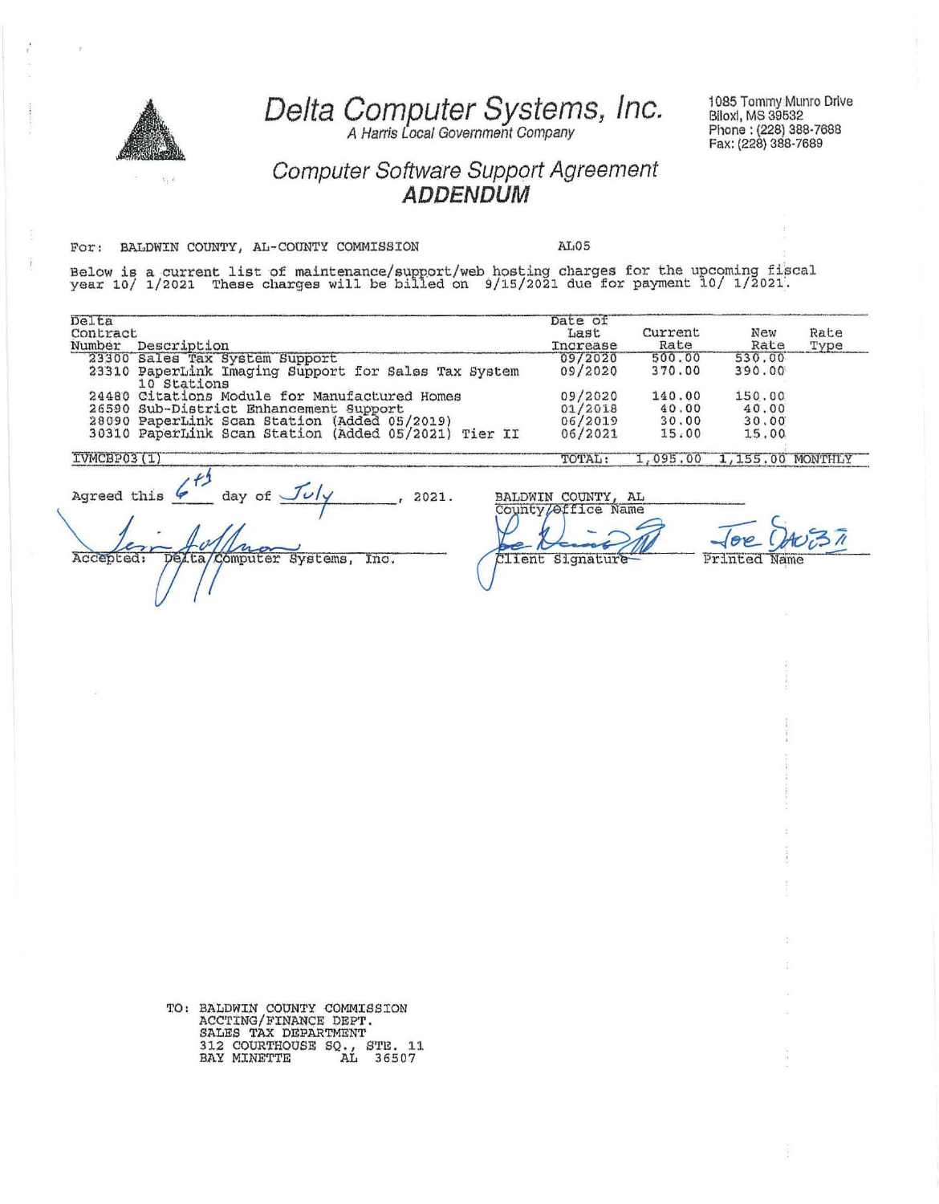# Delta Computer Systems, Inc.

A Harris Local Government Company

1085 Tommy Munro Drive
Biloxi, MS 39532
Phone : (228) 388-7688
Fax: (228) 388-7689

## Computer Software Support Agreement
## ADDENDUM

For: BALDWIN COUNTY, AL-COUNTY COMMISSION AL05

Below is a current list of maintenance/support/web hosting charges for the upcoming fiscal year 10/ 1/2021 These charges will be billed on 9/15/2021 due for payment 10/ 1/2021.

| Delta Contract Number | Description | Date of Last Increase | Current Rate | New Rate | Rate Type |
|---|---|---|---|---|---|
| 23300 | Sales Tax System Support | 09/2020 | 500.00 | 530.00 | |
| 23310 | PaperLink Imaging Support for Sales Tax System 10 Stations | 09/2020 | 370.00 | 390.00 | |
| 24480 | Citations Module for Manufactured Homes | 09/2020 | 140.00 | 150.00 | |
| 26590 | Sub-District Enhancement Support | 01/2018 | 40.00 | 40.00 | |
| 28090 | PaperLink Scan Station (Added 05/2019) | 06/2019 | 30.00 | 30.00 | |
| 30310 | PaperLink Scan Station (Added 05/2021) Tier II | 06/2021 | 15.00 | 15.00 | |
| IVMCBP03(1) | | TOTAL: | 1,095.00 | 1,155.00 | MONTHLY |

Agreed this 6th day of July, 2021.

Accepted: Delta Computer Systems, Inc.

BALDWIN COUNTY, AL
County/Office Name

Client Signature

Joe Davis
Printed Name

TO: BALDWIN COUNTY COMMISSION
ACCTING/FINANCE DEPT.
SALES TAX DEPARTMENT
312 COURTHOUSE SQ., STE. 11
BAY MINETTE AL 36507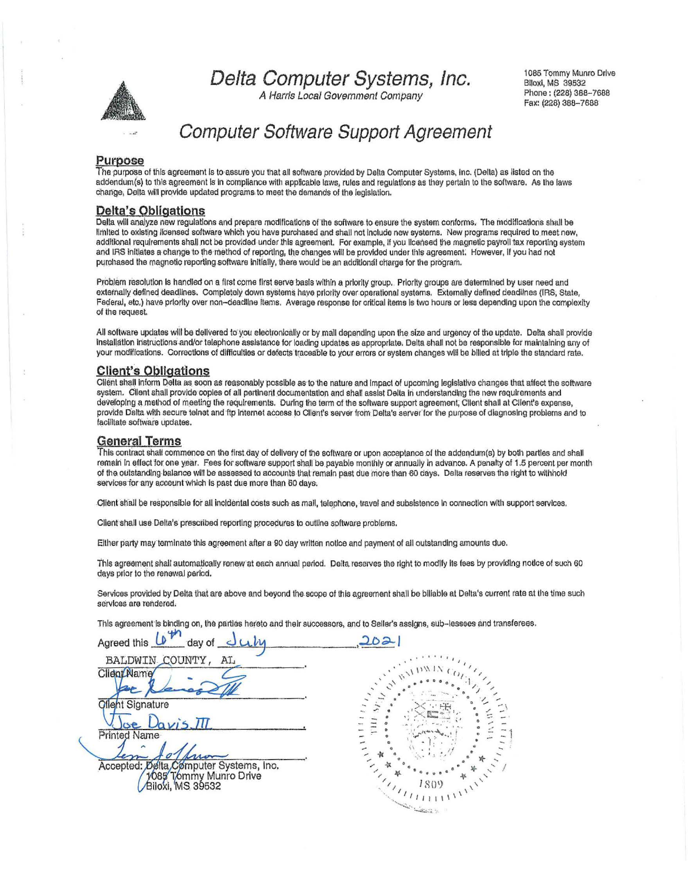# Delta Computer Systems, Inc.

*A Harris Local Government Company*

1085 Tommy Munro Drive
Biloxi, MS 39532
Phone : (228) 388-7688
Fax: (228) 388-7688

# Computer Software Support Agreement

## Purpose

The purpose of this agreement is to assure you that all software provided by Delta Computer Systems, Inc. (Delta) as listed on the addendum(s) to this agreement is in compliance with applicable laws, rules and regulations as they pertain to the software. As the laws change, Delta will provide updated programs to meet the demands of the legislation.

## Delta's Obligations

Delta will analyze new regulations and prepare modifications of the software to ensure the system conforms. The modifications shall be limited to existing licensed software which you have purchased and shall not include new systems. New programs required to meet new, additional requirements shall not be provided under this agreement. For example, if you licensed the magnetic payroll tax reporting system and IRS initiates a change to the method of reporting, the changes will be provided under this agreement. However, if you had not purchased the magnetic reporting software initially, there would be an additional charge for the program.

Problem resolution is handled on a first come first serve basis within a priority group. Priority groups are determined by user need and externally defined deadlines. Completely down systems have priority over operational systems. Externally defined deadlines (IRS, State, Federal, etc.) have priority over non-deadline items. Average response for critical items is two hours or less depending upon the complexity of the request.

All software updates will be delivered to you electronically or by mail depending upon the size and urgency of the update. Delta shall provide installation instructions and/or telephone assistance for loading updates as appropriate. Delta shall not be responsible for maintaining any of your modifications. Corrections of difficulties or defects traceable to your errors or system changes will be billed at triple the standard rate.

## Client's Obligations

Client shall inform Delta as soon as reasonably possible as to the nature and impact of upcoming legislative changes that affect the software system. Client shall provide copies of all pertinent documentation and shall assist Delta in understanding the new requirements and developing a method of meeting the requirements. During the term of the software support agreement, Client shall at Client's expense, provide Delta with secure telnet and ftp internet access to Client's server from Delta's server for the purpose of diagnosing problems and to facilitate software updates.

## General Terms

This contract shall commence on the first day of delivery of the software or upon acceptance of the addendum(s) by both parties and shall remain in effect for one year. Fees for software support shall be payable monthly or annually in advance. A penalty of 1.5 percent per month of the outstanding balance will be assessed to accounts that remain past due more than 60 days. Delta reserves the right to withhold services for any account which is past due more than 60 days.

Client shall be responsible for all incidental costs such as mail, telephone, travel and subsistence in connection with support services.

Client shall use Delta's prescribed reporting procedures to outline software problems.

Either party may terminate this agreement after a 90 day written notice and payment of all outstanding amounts due.

This agreement shall automatically renew at each annual period. Delta reserves the right to modify its fees by providing notice of such 60 days prior to the renewal period.

Services provided by Delta that are above and beyond the scope of this agreement shall be billable at Delta's current rate at the time such services are rendered.

This agreement is binding on, the parties hereto and their successors, and to Seller's assigns, sub-lessees and transferees.

Agreed this 6th day of July, 2021

BALDWIN COUNTY, AL
Client Name

[signature]
Client Signature

Joe Davis, III
Printed Name

[signature]
Accepted: Delta Computer Systems, Inc.
1085 Tommy Munro Drive
Biloxi, MS 39532

BALDWIN COUNTY
1809